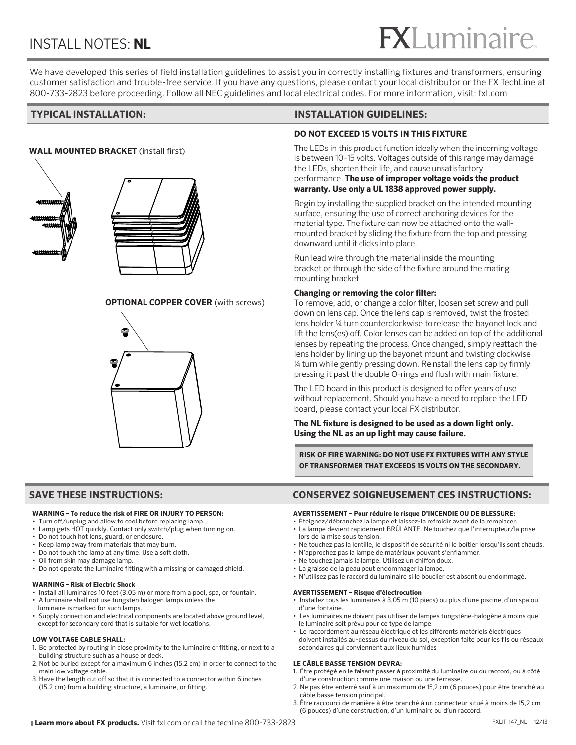# INSTALL NOTES: **NL**

FXLuminaire

We have developed this series of field installation guidelines to assist you in correctly installing fixtures and transformers, ensuring customer satisfaction and trouble-free service. If you have any questions, please contact your local distributor or the FX TechLine at 800-733-2823 before proceeding. Follow all NEC guidelines and local electrical codes. For more information, visit: fxl.com

## TYPICAL INSTALLATION:

**WALL MOUNTED BRACKET** (install first)

**OPTIONAL COPPER COVER** (with screws)

## INSTALLATION GUIDELINES:

**DO NOT EXCEED 15 VOLTS IN THIS FIXTURE**

The LEDs in this product function ideally when the incoming voltage is between 10–15 volts. Voltages outside of this range may damage the LEDs, shorten their life, and cause unsatisfactory performance. **The use of improper voltage voids the product warranty. Use only a UL 1838 approved power supply.**

Begin by installing the supplied bracket on the intended mounting surface, ensuring the use of correct anchoring devices for the material type. The fixture can now be attached onto the wall-mounted bracket by sliding the fixture from the top and pressing downward until it clicks into place.

Run lead wire through the material inside the mounting bracket or through the side of the fixture around the mating mounting bracket.

**Changing or removing the color filter:**
To remove, add, or change a color filter, loosen set screw and pull down on lens cap. Once the lens cap is removed, twist the frosted lens holder ¼ turn counterclockwise to release the bayonet lock and lift the lens(es) off. Color lenses can be added on top of the additional lenses by repeating the process. Once changed, simply reattach the lens holder by lining up the bayonet mount and twisting clockwise ¼ turn while gently pressing down. Reinstall the lens cap by firmly pressing it past the double O-rings and flush with main fixture.

The LED board in this product is designed to offer years of use without replacement. Should you have a need to replace the LED board, please contact your local FX distributor.

**The NL fixture is designed to be used as a down light only. Using the NL as an up light may cause failure.**

**RISK OF FIRE WARNING: DO NOT USE FX FIXTURES WITH ANY STYLE OF TRANSFORMER THAT EXCEEDS 15 VOLTS ON THE SECONDARY.**

## SAVE THESE INSTRUCTIONS:

**WARNING – To reduce the risk of FIRE OR INJURY TO PERSON:**

- Turn off/unplug and allow to cool before replacing lamp.
- Lamp gets HOT quickly. Contact only switch/plug when turning on.
- Do not touch hot lens, guard, or enclosure.
- Keep lamp away from materials that may burn.
- Do not touch the lamp at any time. Use a soft cloth.
- Oil from skin may damage lamp.
- Do not operate the luminaire fitting with a missing or damaged shield.

**WARNING – Risk of Electric Shock**

- Install all luminaires 10 feet (3.05 m) or more from a pool, spa, or fountain.
- A luminaire shall not use tungsten halogen lamps unless the luminaire is marked for such lamps.
- Supply connection and electrical components are located above ground level, except for secondary cord that is suitable for wet locations.

**LOW VOLTAGE CABLE SHALL:**

1. Be protected by routing in close proximity to the luminaire or fitting, or next to a building structure such as a house or deck.
2. Not be buried except for a maximum 6 inches (15.2 cm) in order to connect to the main low voltage cable.
3. Have the length cut off so that it is connected to a connector within 6 inches (15.2 cm) from a building structure, a luminaire, or fitting.

## CONSERVEZ SOIGNEUSEMENT CES INSTRUCTIONS:

**AVERTISSEMENT – Pour réduire le risque D'INCENDIE OU DE BLESSURE:**

- Éteignez/débranchez la lampe et laissez-la refroidir avant de la remplacer.
- La lampe devient rapidement BRÛLANTE. Ne touchez que l'interrupteur/la prise lors de la mise sous tension.
- Ne touchez pas la lentille, le dispositif de sécurité ni le boîtier lorsqu'ils sont chauds.
- N'approchez pas la lampe de matériaux pouvant s'enflammer.
- Ne touchez jamais la lampe. Utilisez un chiffon doux.
- La graisse de la peau peut endommager la lampe.
- N'utilisez pas le raccord du luminaire si le bouclier est absent ou endommagé.

**AVERTISSEMENT – Risque d'électrocution**

- Installez tous les luminaires à 3,05 m (10 pieds) ou plus d'une piscine, d'un spa ou d'une fontaine.
- Les luminaires ne doivent pas utiliser de lampes tungstène-halogène à moins que le luminaire soit prévu pour ce type de lampe.
- Le raccordement au réseau électrique et les différents matériels électriques doivent installés au-dessus du niveau du sol, exception faite pour les fils ou réseaux secondaires qui conviennent aux lieux humides

**LE CÂBLE BASSE TENSION DEVRA:**

1. Être protégé en le faisant passer à proximité du luminaire ou du raccord, ou à côté d'une construction comme une maison ou une terrasse.
2. Ne pas être enterré sauf à un maximum de 15,2 cm (6 pouces) pour être branché au câble basse tension principal.
3. Être raccourci de manière à être branché à un connecteur situé à moins de 15,2 cm (6 pouces) d'une construction, d'un luminaire ou d'un raccord.

**Learn more about FX products.** Visit fxl.com or call the techline 800-733-2823

FXLIT-147_NL 12/13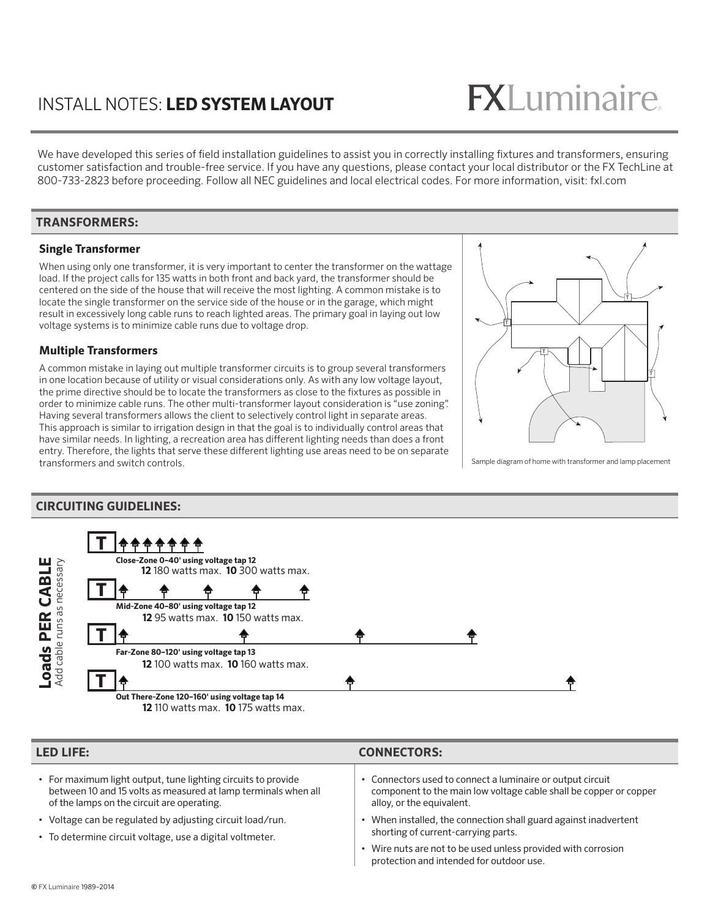# INSTALL NOTES: **LED SYSTEM LAYOUT**

FXLuminaire.

We have developed this series of field installation guidelines to assist you in correctly installing fixtures and transformers, ensuring customer satisfaction and trouble-free service. If you have any questions, please contact your local distributor or the FX TechLine at 800-733-2823 before proceeding. Follow all NEC guidelines and local electrical codes. For more information, visit: fxl.com

## TRANSFORMERS:

### Single Transformer

When using only one transformer, it is very important to center the transformer on the wattage load. If the project calls for 135 watts in both front and back yard, the transformer should be centered on the side of the house that will receive the most lighting. A common mistake is to locate the single transformer on the service side of the house or in the garage, which might result in excessively long cable runs to reach lighted areas. The primary goal in laying out low voltage systems is to minimize cable runs due to voltage drop.

### Multiple Transformers

A common mistake in laying out multiple transformer circuits is to group several transformers in one location because of utility or visual considerations only. As with any low voltage layout, the prime directive should be to locate the transformers as close to the fixtures as possible in order to minimize cable runs. The other multi-transformer layout consideration is "use zoning". Having several transformers allows the client to selectively control light in separate areas. This approach is similar to irrigation design in that the goal is to individually control areas that have similar needs. In lighting, a recreation area has different lighting needs than does a front entry. Therefore, the lights that serve these different lighting use areas need to be on separate transformers and switch controls.

Sample diagram of home with transformer and lamp placement

## CIRCUITING GUIDELINES:

**Loads PER CABLE**
Add cable runs as necessary

**Close-Zone 0–40' using voltage tap 12**
**12** 180 watts max. **10** 300 watts max.

**Mid-Zone 40–80' using voltage tap 12**
**12** 95 watts max. **10** 150 watts max.

**Far-Zone 80–120' using voltage tap 13**
**12** 100 watts max. **10** 160 watts max.

**Out There-Zone 120–160' using voltage tap 14**
**12** 110 watts max. **10** 175 watts max.

## LED LIFE:

- For maximum light output, tune lighting circuits to provide between 10 and 15 volts as measured at lamp terminals when all of the lamps on the circuit are operating.
- Voltage can be regulated by adjusting circuit load/run.
- To determine circuit voltage, use a digital voltmeter.

## CONNECTORS:

- Connectors used to connect a luminaire or output circuit component to the main low voltage cable shall be copper or copper alloy, or the equivalent.
- When installed, the connection shall guard against inadvertent shorting of current-carrying parts.
- Wire nuts are not to be used unless provided with corrosion protection and intended for outdoor use.

© FX Luminaire 1989–2014